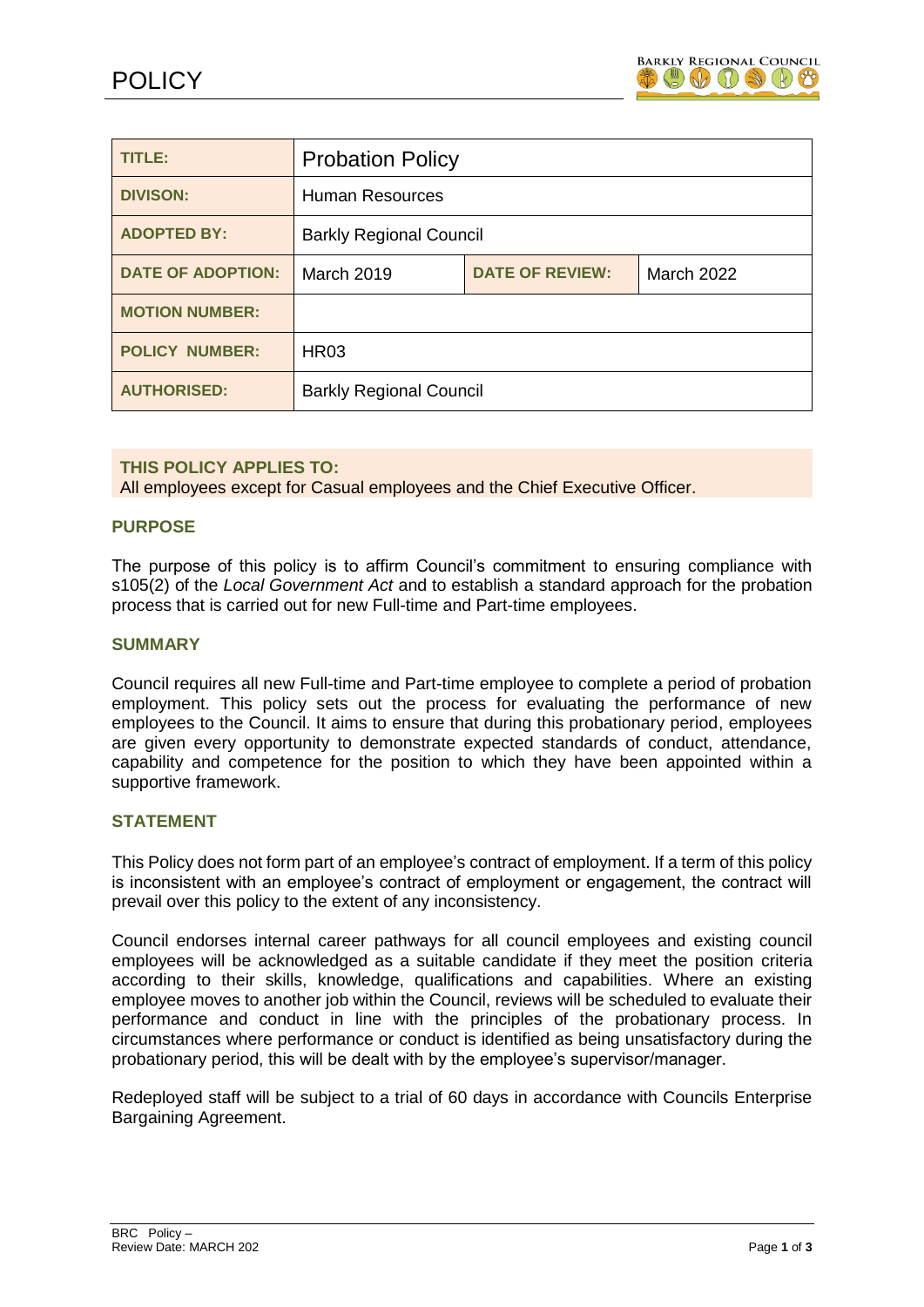# POLICY

| TITLE: | Probation Policy | | |
|---|---|---|---|
| DIVISON: | Human Resources | | |
| ADOPTED BY: | Barkly Regional Council | | |
| DATE OF ADOPTION: | March 2019 | DATE OF REVIEW: | March 2022 |
| MOTION NUMBER: | | | |
| POLICY NUMBER: | HR03 | | |
| AUTHORISED: | Barkly Regional Council | | |

**THIS POLICY APPLIES TO:**
All employees except for Casual employees and the Chief Executive Officer.

## PURPOSE

The purpose of this policy is to affirm Council's commitment to ensuring compliance with s105(2) of the *Local Government Act* and to establish a standard approach for the probation process that is carried out for new Full-time and Part-time employees.

## SUMMARY

Council requires all new Full-time and Part-time employee to complete a period of probation employment. This policy sets out the process for evaluating the performance of new employees to the Council. It aims to ensure that during this probationary period, employees are given every opportunity to demonstrate expected standards of conduct, attendance, capability and competence for the position to which they have been appointed within a supportive framework.

## STATEMENT

This Policy does not form part of an employee's contract of employment. If a term of this policy is inconsistent with an employee's contract of employment or engagement, the contract will prevail over this policy to the extent of any inconsistency.

Council endorses internal career pathways for all council employees and existing council employees will be acknowledged as a suitable candidate if they meet the position criteria according to their skills, knowledge, qualifications and capabilities. Where an existing employee moves to another job within the Council, reviews will be scheduled to evaluate their performance and conduct in line with the principles of the probationary process. In circumstances where performance or conduct is identified as being unsatisfactory during the probationary period, this will be dealt with by the employee's supervisor/manager.

Redeployed staff will be subject to a trial of 60 days in accordance with Councils Enterprise Bargaining Agreement.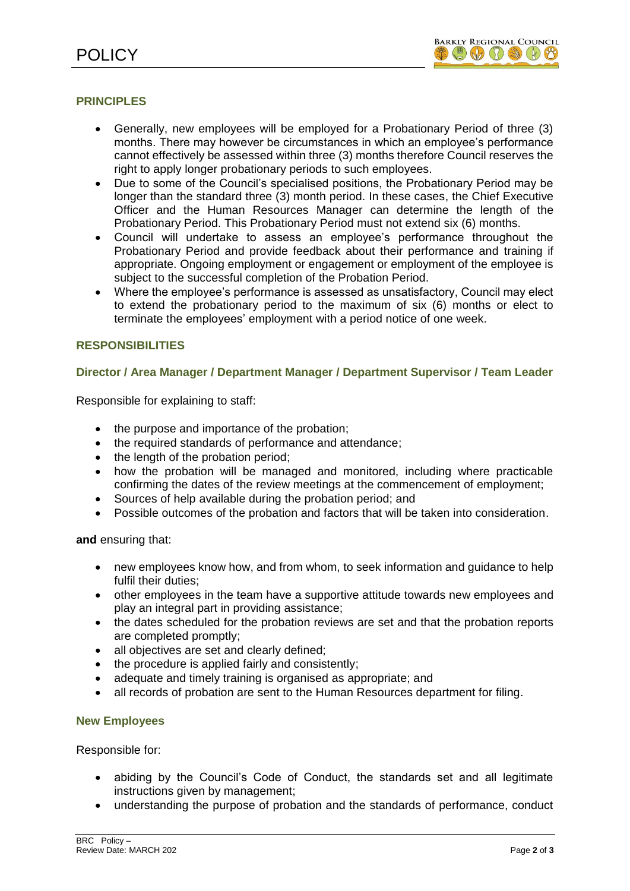## PRINCIPLES

- Generally, new employees will be employed for a Probationary Period of three (3) months. There may however be circumstances in which an employee's performance cannot effectively be assessed within three (3) months therefore Council reserves the right to apply longer probationary periods to such employees.
- Due to some of the Council's specialised positions, the Probationary Period may be longer than the standard three (3) month period. In these cases, the Chief Executive Officer and the Human Resources Manager can determine the length of the Probationary Period. This Probationary Period must not extend six (6) months.
- Council will undertake to assess an employee's performance throughout the Probationary Period and provide feedback about their performance and training if appropriate. Ongoing employment or engagement or employment of the employee is subject to the successful completion of the Probation Period.
- Where the employee's performance is assessed as unsatisfactory, Council may elect to extend the probationary period to the maximum of six (6) months or elect to terminate the employees' employment with a period notice of one week.

## RESPONSIBILITIES

### Director / Area Manager / Department Manager / Department Supervisor / Team Leader

Responsible for explaining to staff:

- the purpose and importance of the probation;
- the required standards of performance and attendance;
- the length of the probation period;
- how the probation will be managed and monitored, including where practicable confirming the dates of the review meetings at the commencement of employment;
- Sources of help available during the probation period; and
- Possible outcomes of the probation and factors that will be taken into consideration.

**and** ensuring that:

- new employees know how, and from whom, to seek information and guidance to help fulfil their duties;
- other employees in the team have a supportive attitude towards new employees and play an integral part in providing assistance;
- the dates scheduled for the probation reviews are set and that the probation reports are completed promptly;
- all objectives are set and clearly defined;
- the procedure is applied fairly and consistently;
- adequate and timely training is organised as appropriate; and
- all records of probation are sent to the Human Resources department for filing.

### New Employees

Responsible for:

- abiding by the Council's Code of Conduct, the standards set and all legitimate instructions given by management;
- understanding the purpose of probation and the standards of performance, conduct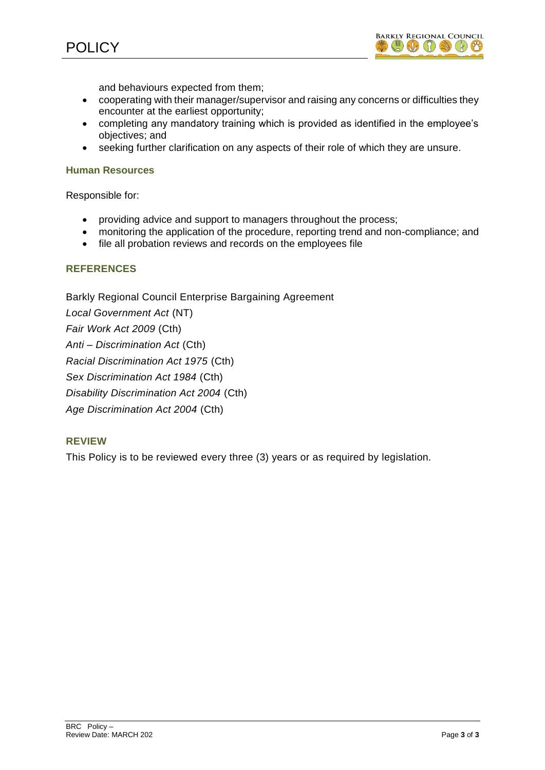and behaviours expected from them;

- cooperating with their manager/supervisor and raising any concerns or difficulties they encounter at the earliest opportunity;
- completing any mandatory training which is provided as identified in the employee's objectives; and
- seeking further clarification on any aspects of their role of which they are unsure.

### Human Resources

Responsible for:

- providing advice and support to managers throughout the process;
- monitoring the application of the procedure, reporting trend and non-compliance; and
- file all probation reviews and records on the employees file

## REFERENCES

Barkly Regional Council Enterprise Bargaining Agreement

*Local Government Act* (NT)

*Fair Work Act 2009* (Cth)

*Anti – Discrimination Act* (Cth)

*Racial Discrimination Act 1975* (Cth)

*Sex Discrimination Act 1984* (Cth)

*Disability Discrimination Act 2004* (Cth)

*Age Discrimination Act 2004* (Cth)

## REVIEW

This Policy is to be reviewed every three (3) years or as required by legislation.